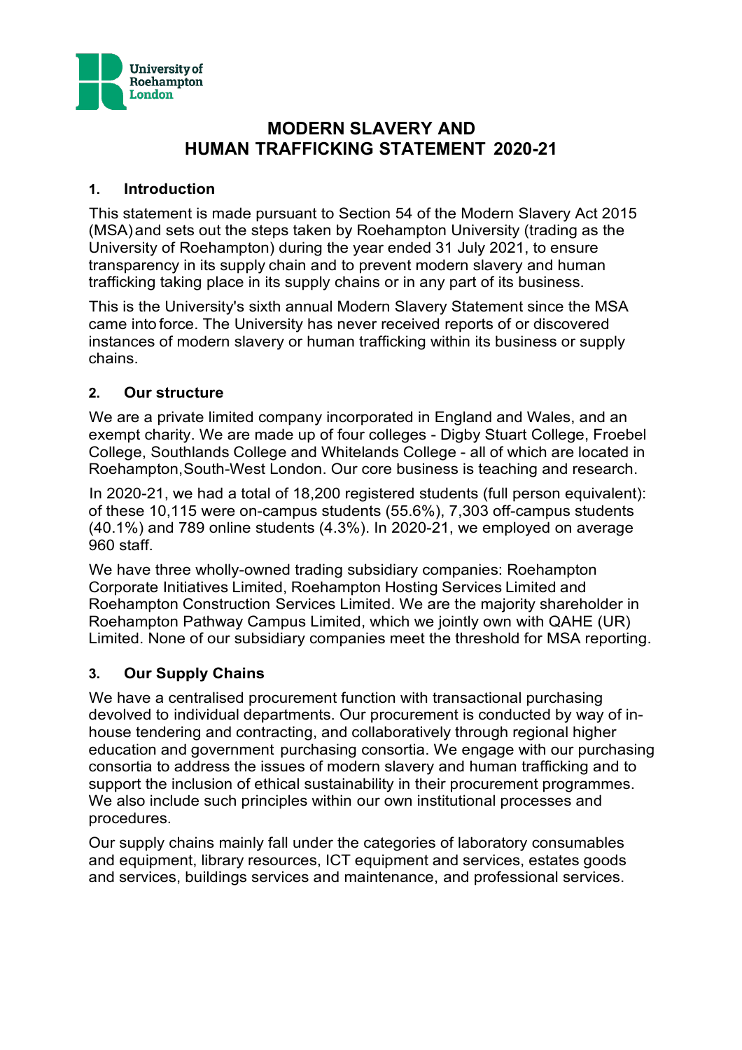University of Roehampton London

# MODERN SLAVERY AND HUMAN TRAFFICKING STATEMENT 2020-21

## 1. Introduction

This statement is made pursuant to Section 54 of the Modern Slavery Act 2015 (MSA) and sets out the steps taken by Roehampton University (trading as the University of Roehampton) during the year ended 31 July 2021, to ensure transparency in its supply chain and to prevent modern slavery and human trafficking taking place in its supply chains or in any part of its business.

This is the University's sixth annual Modern Slavery Statement since the MSA came into force. The University has never received reports of or discovered instances of modern slavery or human trafficking within its business or supply chains.

## 2. Our structure

We are a private limited company incorporated in England and Wales, and an exempt charity. We are made up of four colleges - Digby Stuart College, Froebel College, Southlands College and Whitelands College - all of which are located in Roehampton, South-West London. Our core business is teaching and research.

In 2020-21, we had a total of 18,200 registered students (full person equivalent): of these 10,115 were on-campus students (55.6%), 7,303 off-campus students (40.1%) and 789 online students (4.3%). In 2020-21, we employed on average 960 staff.

We have three wholly-owned trading subsidiary companies: Roehampton Corporate Initiatives Limited, Roehampton Hosting Services Limited and Roehampton Construction Services Limited. We are the majority shareholder in Roehampton Pathway Campus Limited, which we jointly own with QAHE (UR) Limited. None of our subsidiary companies meet the threshold for MSA reporting.

## 3. Our Supply Chains

We have a centralised procurement function with transactional purchasing devolved to individual departments. Our procurement is conducted by way of in-house tendering and contracting, and collaboratively through regional higher education and government purchasing consortia. We engage with our purchasing consortia to address the issues of modern slavery and human trafficking and to support the inclusion of ethical sustainability in their procurement programmes. We also include such principles within our own institutional processes and procedures.

Our supply chains mainly fall under the categories of laboratory consumables and equipment, library resources, ICT equipment and services, estates goods and services, buildings services and maintenance, and professional services.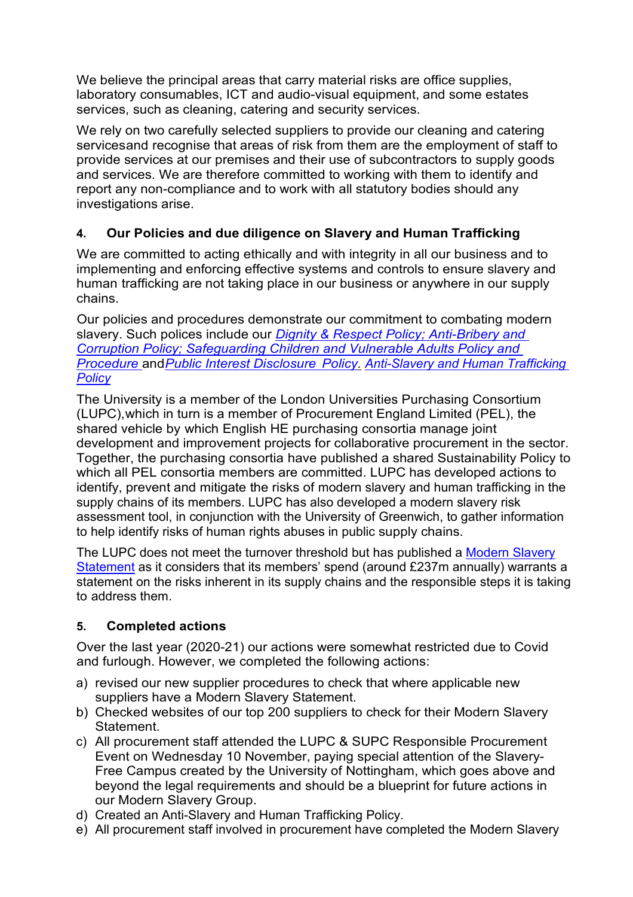We believe the principal areas that carry material risks are office supplies, laboratory consumables, ICT and audio-visual equipment, and some estates services, such as cleaning, catering and security services.

We rely on two carefully selected suppliers to provide our cleaning and catering servicesand recognise that areas of risk from them are the employment of staff to provide services at our premises and their use of subcontractors to supply goods and services. We are therefore committed to working with them to identify and report any non-compliance and to work with all statutory bodies should any investigations arise.

## 4. Our Policies and due diligence on Slavery and Human Trafficking

We are committed to acting ethically and with integrity in all our business and to implementing and enforcing effective systems and controls to ensure slavery and human trafficking are not taking place in our business or anywhere in our supply chains.

Our policies and procedures demonstrate our commitment to combating modern slavery. Such polices include our *Dignity & Respect Policy; Anti-Bribery and Corruption Policy; Safeguarding Children and Vulnerable Adults Policy and Procedure* and*Public Interest Disclosure Policy. Anti-Slavery and Human Trafficking Policy*

The University is a member of the London Universities Purchasing Consortium (LUPC),which in turn is a member of Procurement England Limited (PEL), the shared vehicle by which English HE purchasing consortia manage joint development and improvement projects for collaborative procurement in the sector. Together, the purchasing consortia have published a shared Sustainability Policy to which all PEL consortia members are committed. LUPC has developed actions to identify, prevent and mitigate the risks of modern slavery and human trafficking in the supply chains of its members. LUPC has also developed a modern slavery risk assessment tool, in conjunction with the University of Greenwich, to gather information to help identify risks of human rights abuses in public supply chains.

The LUPC does not meet the turnover threshold but has published a Modern Slavery Statement as it considers that its members' spend (around £237m annually) warrants a statement on the risks inherent in its supply chains and the responsible steps it is taking to address them.

## 5. Completed actions

Over the last year (2020-21) our actions were somewhat restricted due to Covid and furlough. However, we completed the following actions:

a) revised our new supplier procedures to check that where applicable new suppliers have a Modern Slavery Statement.
b) Checked websites of our top 200 suppliers to check for their Modern Slavery Statement.
c) All procurement staff attended the LUPC & SUPC Responsible Procurement Event on Wednesday 10 November, paying special attention of the Slavery-Free Campus created by the University of Nottingham, which goes above and beyond the legal requirements and should be a blueprint for future actions in our Modern Slavery Group.
d) Created an Anti-Slavery and Human Trafficking Policy.
e) All procurement staff involved in procurement have completed the Modern Slavery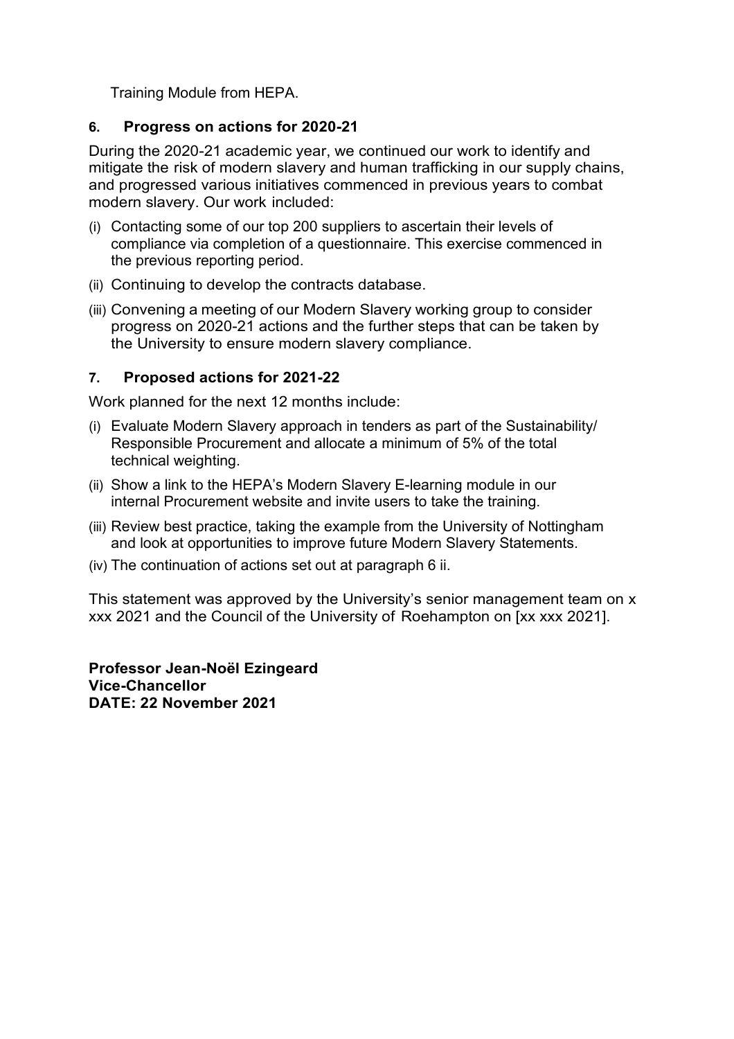Training Module from HEPA.

## 6. Progress on actions for 2020-21

During the 2020-21 academic year, we continued our work to identify and mitigate the risk of modern slavery and human trafficking in our supply chains, and progressed various initiatives commenced in previous years to combat modern slavery. Our work included:

(i) Contacting some of our top 200 suppliers to ascertain their levels of compliance via completion of a questionnaire. This exercise commenced in the previous reporting period.

(ii) Continuing to develop the contracts database.

(iii) Convening a meeting of our Modern Slavery working group to consider progress on 2020-21 actions and the further steps that can be taken by the University to ensure modern slavery compliance.

## 7. Proposed actions for 2021-22

Work planned for the next 12 months include:

(i) Evaluate Modern Slavery approach in tenders as part of the Sustainability/ Responsible Procurement and allocate a minimum of 5% of the total technical weighting.

(ii) Show a link to the HEPA's Modern Slavery E-learning module in our internal Procurement website and invite users to take the training.

(iii) Review best practice, taking the example from the University of Nottingham and look at opportunities to improve future Modern Slavery Statements.

(iv) The continuation of actions set out at paragraph 6 ii.

This statement was approved by the University's senior management team on x xxx 2021 and the Council of the University of Roehampton on [xx xxx 2021].

**Professor Jean-Noël Ezingeard**
**Vice-Chancellor**
**DATE: 22 November 2021**